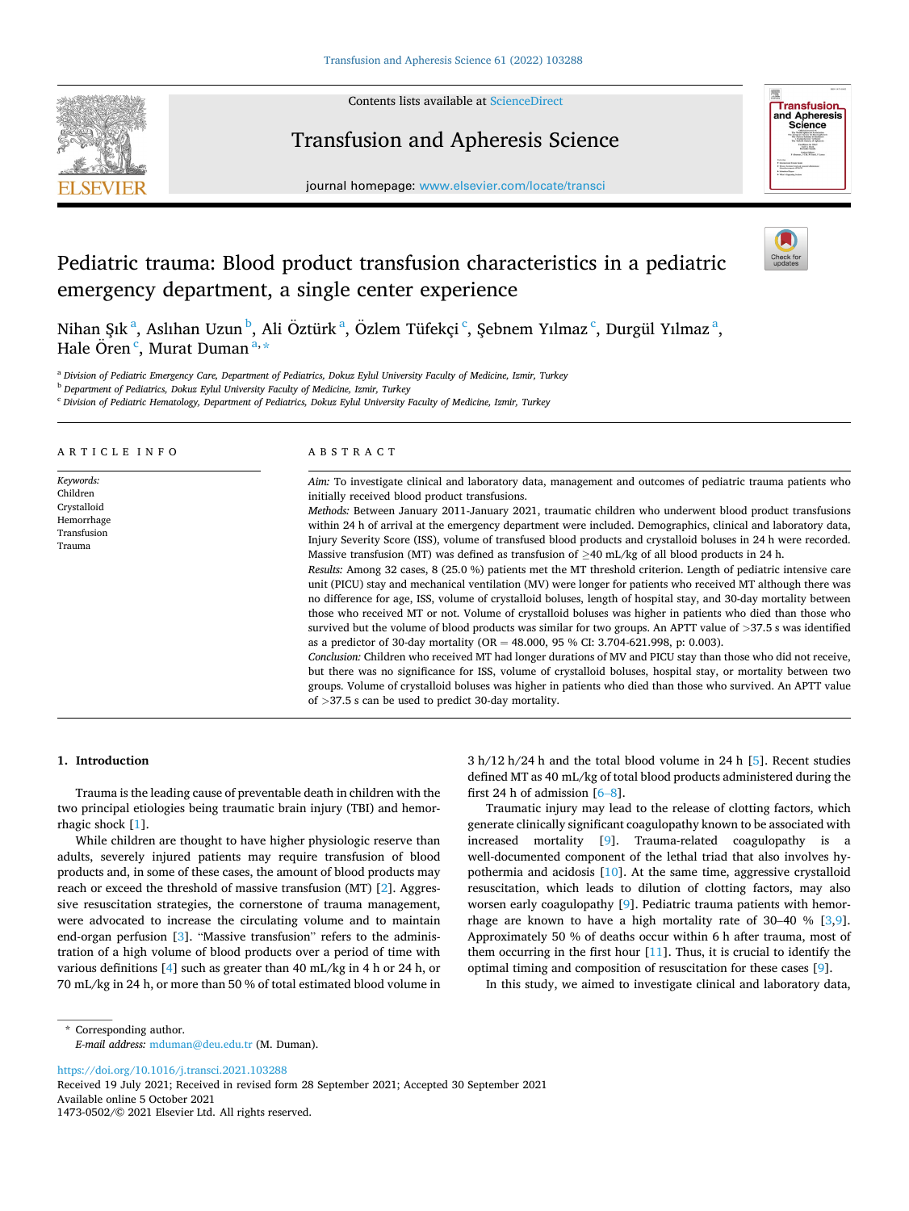# Pediatric trauma: Blood product transfusion characteristics in a pediatric emergency department, a single center experience

Nihan Şık [a], Aslıhan Uzun [b], Ali Öztürk [a], Özlem Tüfekçi [c], Şebnem Yılmaz [c], Durgül Yılmaz [a], Hale Ören [c], Murat Duman [a,*]

[a] Division of Pediatric Emergency Care, Department of Pediatrics, Dokuz Eylul University Faculty of Medicine, Izmir, Turkey

[b] Department of Pediatrics, Dokuz Eylul University Faculty of Medicine, Izmir, Turkey

[c] Division of Pediatric Hematology, Department of Pediatrics, Dokuz Eylul University Faculty of Medicine, Izmir, Turkey

## ARTICLE INFO

*Keywords:*
Children
Crystalloid
Hemorrhage
Transfusion
Trauma

## ABSTRACT

*Aim:* To investigate clinical and laboratory data, management and outcomes of pediatric trauma patients who initially received blood product transfusions.

*Methods:* Between January 2011-January 2021, traumatic children who underwent blood product transfusions within 24 h of arrival at the emergency department were included. Demographics, clinical and laboratory data, Injury Severity Score (ISS), volume of transfused blood products and crystalloid boluses in 24 h were recorded. Massive transfusion (MT) was defined as transfusion of ≥40 mL/kg of all blood products in 24 h.

*Results:* Among 32 cases, 8 (25.0 %) patients met the MT threshold criterion. Length of pediatric intensive care unit (PICU) stay and mechanical ventilation (MV) were longer for patients who received MT although there was no difference for age, ISS, volume of crystalloid boluses, length of hospital stay, and 30-day mortality between those who received MT or not. Volume of crystalloid boluses was higher in patients who died than those who survived but the volume of blood products was similar for two groups. An APTT value of >37.5 s was identified as a predictor of 30-day mortality (OR = 48.000, 95 % CI: 3.704-621.998, p: 0.003).

*Conclusion:* Children who received MT had longer durations of MV and PICU stay than those who did not receive, but there was no significance for ISS, volume of crystalloid boluses, hospital stay, or mortality between two groups. Volume of crystalloid boluses was higher in patients who died than those who survived. An APTT value of >37.5 s can be used to predict 30-day mortality.

## 1. Introduction

Trauma is the leading cause of preventable death in children with the two principal etiologies being traumatic brain injury (TBI) and hemorrhagic shock [1].

While children are thought to have higher physiologic reserve than adults, severely injured patients may require transfusion of blood products and, in some of these cases, the amount of blood products may reach or exceed the threshold of massive transfusion (MT) [2]. Aggressive resuscitation strategies, the cornerstone of trauma management, were advocated to increase the circulating volume and to maintain end-organ perfusion [3]. "Massive transfusion" refers to the administration of a high volume of blood products over a period of time with various definitions [4] such as greater than 40 mL/kg in 4 h or 24 h, or 70 mL/kg in 24 h, or more than 50 % of total estimated blood volume in 3 h/12 h/24 h and the total blood volume in 24 h [5]. Recent studies defined MT as 40 mL/kg of total blood products administered during the first 24 h of admission [6–8].

Traumatic injury may lead to the release of clotting factors, which generate clinically significant coagulopathy known to be associated with increased mortality [9]. Trauma-related coagulopathy is a well-documented component of the lethal triad that also involves hypothermia and acidosis [10]. At the same time, aggressive crystalloid resuscitation, which leads to dilution of clotting factors, may also worsen early coagulopathy [9]. Pediatric trauma patients with hemorrhage are known to have a high mortality rate of 30–40 % [3,9]. Approximately 50 % of deaths occur within 6 h after trauma, most of them occurring in the first hour [11]. Thus, it is crucial to identify the optimal timing and composition of resuscitation for these cases [9].

In this study, we aimed to investigate clinical and laboratory data,

\* Corresponding author.
*E-mail address:* mduman@deu.edu.tr (M. Duman).

https://doi.org/10.1016/j.transci.2021.103288
Received 19 July 2021; Received in revised form 28 September 2021; Accepted 30 September 2021
Available online 5 October 2021
1473-0502/© 2021 Elsevier Ltd. All rights reserved.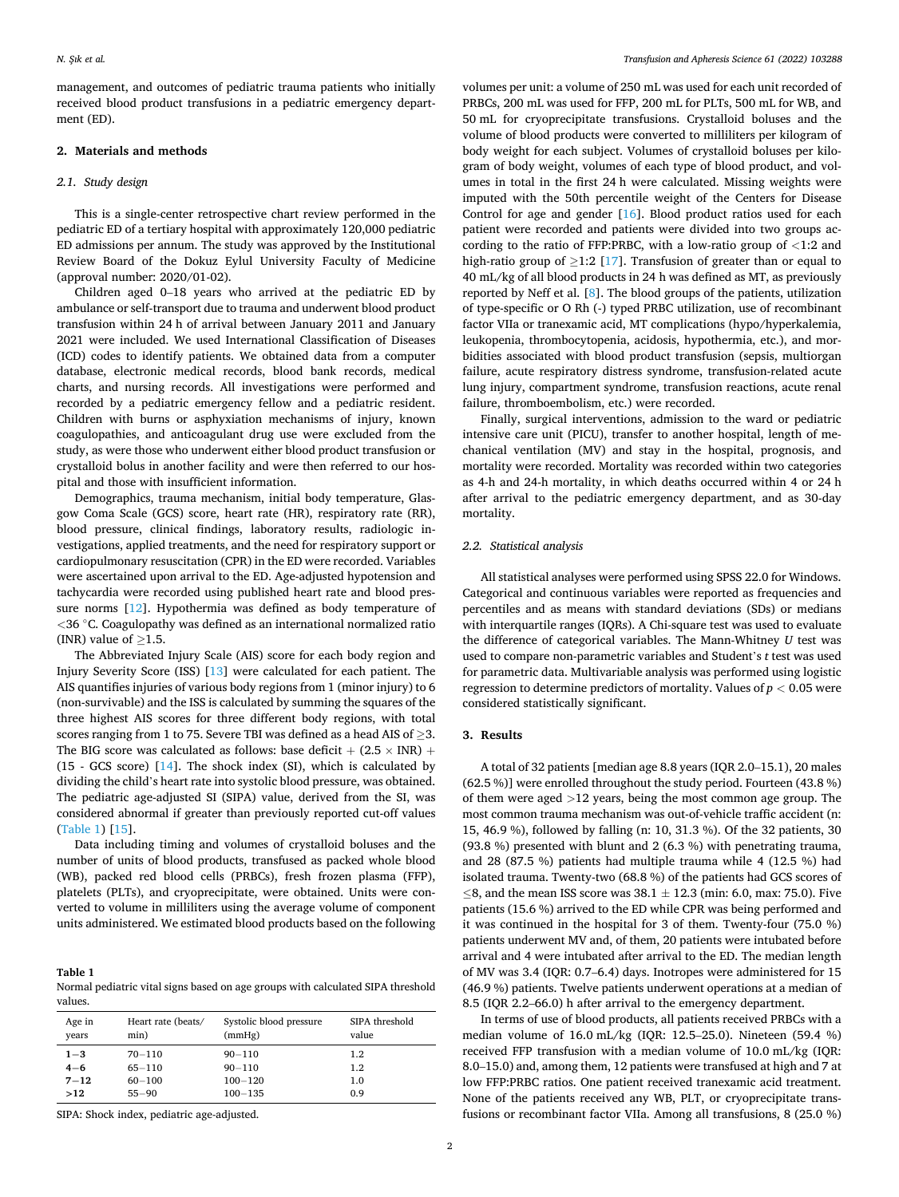management, and outcomes of pediatric trauma patients who initially received blood product transfusions in a pediatric emergency department (ED).

## 2. Materials and methods

### 2.1. Study design

This is a single-center retrospective chart review performed in the pediatric ED of a tertiary hospital with approximately 120,000 pediatric ED admissions per annum. The study was approved by the Institutional Review Board of the Dokuz Eylul University Faculty of Medicine (approval number: 2020/01-02).

Children aged 0–18 years who arrived at the pediatric ED by ambulance or self-transport due to trauma and underwent blood product transfusion within 24 h of arrival between January 2011 and January 2021 were included. We used International Classification of Diseases (ICD) codes to identify patients. We obtained data from a computer database, electronic medical records, blood bank records, medical charts, and nursing records. All investigations were performed and recorded by a pediatric emergency fellow and a pediatric resident. Children with burns or asphyxiation mechanisms of injury, known coagulopathies, and anticoagulant drug use were excluded from the study, as were those who underwent either blood product transfusion or crystalloid bolus in another facility and were then referred to our hospital and those with insufficient information.

Demographics, trauma mechanism, initial body temperature, Glasgow Coma Scale (GCS) score, heart rate (HR), respiratory rate (RR), blood pressure, clinical findings, laboratory results, radiologic investigations, applied treatments, and the need for respiratory support or cardiopulmonary resuscitation (CPR) in the ED were recorded. Variables were ascertained upon arrival to the ED. Age-adjusted hypotension and tachycardia were recorded using published heart rate and blood pressure norms [12]. Hypothermia was defined as body temperature of <36 °C. Coagulopathy was defined as an international normalized ratio (INR) value of ≥1.5.

The Abbreviated Injury Scale (AIS) score for each body region and Injury Severity Score (ISS) [13] were calculated for each patient. The AIS quantifies injuries of various body regions from 1 (minor injury) to 6 (non-survivable) and the ISS is calculated by summing the squares of the three highest AIS scores for three different body regions, with total scores ranging from 1 to 75. Severe TBI was defined as a head AIS of ≥3. The BIG score was calculated as follows: base deficit + (2.5 × INR) + (15 - GCS score) [14]. The shock index (SI), which is calculated by dividing the child's heart rate into systolic blood pressure, was obtained. The pediatric age-adjusted SI (SIPA) value, derived from the SI, was considered abnormal if greater than previously reported cut-off values (Table 1) [15].

Data including timing and volumes of crystalloid boluses and the number of units of blood products, transfused as packed whole blood (WB), packed red blood cells (PRBCs), fresh frozen plasma (FFP), platelets (PLTs), and cryoprecipitate, were obtained. Units were converted to volume in milliliters using the average volume of component units administered. We estimated blood products based on the following volumes per unit: a volume of 250 mL was used for each unit recorded of PRBCs, 200 mL was used for FFP, 200 mL for PLTs, 500 mL for WB, and 50 mL for cryoprecipitate transfusions. Crystalloid boluses and the volume of blood products were converted to milliliters per kilogram of body weight for each subject. Volumes of crystalloid boluses per kilogram of body weight, volumes of each type of blood product, and volumes in total in the first 24 h were calculated. Missing weights were imputed with the 50th percentile weight of the Centers for Disease Control for age and gender [16]. Blood product ratios used for each patient were recorded and patients were divided into two groups according to the ratio of FFP:PRBC, with a low-ratio group of <1:2 and high-ratio group of ≥1:2 [17]. Transfusion of greater than or equal to 40 mL/kg of all blood products in 24 h was defined as MT, as previously reported by Neff et al. [8]. The blood groups of the patients, utilization of type-specific or O Rh (-) typed PRBC utilization, use of recombinant factor VIIa or tranexamic acid, MT complications (hypo/hyperkalemia, leukopenia, thrombocytopenia, acidosis, hypothermia, etc.), and morbidities associated with blood product transfusion (sepsis, multiorgan failure, acute respiratory distress syndrome, transfusion-related acute lung injury, compartment syndrome, transfusion reactions, acute renal failure, thromboembolism, etc.) were recorded.

Finally, surgical interventions, admission to the ward or pediatric intensive care unit (PICU), transfer to another hospital, length of mechanical ventilation (MV) and stay in the hospital, prognosis, and mortality were recorded. Mortality was recorded within two categories as 4-h and 24-h mortality, in which deaths occurred within 4 or 24 h after arrival to the pediatric emergency department, and as 30-day mortality.

### 2.2. Statistical analysis

All statistical analyses were performed using SPSS 22.0 for Windows. Categorical and continuous variables were reported as frequencies and percentiles and as means with standard deviations (SDs) or medians with interquartile ranges (IQRs). A Chi-square test was used to evaluate the difference of categorical variables. The Mann-Whitney *U* test was used to compare non-parametric variables and Student's *t* test was used for parametric data. Multivariable analysis was performed using logistic regression to determine predictors of mortality. Values of $p < 0.05$ were considered statistically significant.

## 3. Results

A total of 32 patients [median age 8.8 years (IQR 2.0–15.1), 20 males (62.5 %)] were enrolled throughout the study period. Fourteen (43.8 %) of them were aged >12 years, being the most common age group. The most common trauma mechanism was out-of-vehicle traffic accident (n: 15, 46.9 %), followed by falling (n: 10, 31.3 %). Of the 32 patients, 30 (93.8 %) presented with blunt and 2 (6.3 %) with penetrating trauma, and 28 (87.5 %) patients had multiple trauma while 4 (12.5 %) had isolated trauma. Twenty-two (68.8 %) of the patients had GCS scores of ≤8, and the mean ISS score was 38.1 ± 12.3 (min: 6.0, max: 75.0). Five patients (15.6 %) arrived to the ED while CPR was being performed and it was continued in the hospital for 3 of them. Twenty-four (75.0 %) patients underwent MV and, of them, 20 patients were intubated before arrival and 4 were intubated after arrival to the ED. The median length of MV was 3.4 (IQR: 0.7–6.4) days. Inotropes were administered for 15 (46.9 %) patients. Twelve patients underwent operations at a median of 8.5 (IQR 2.2–66.0) h after arrival to the emergency department.

In terms of use of blood products, all patients received PRBCs with a median volume of 16.0 mL/kg (IQR: 12.5–25.0). Nineteen (59.4 %) received FFP transfusion with a median volume of 10.0 mL/kg (IQR: 8.0–15.0) and, among them, 12 patients were transfused at high and 7 at low FFP:PRBC ratios. One patient received tranexamic acid treatment. None of the patients received any WB, PLT, or cryoprecipitate transfusions or recombinant factor VIIa. Among all transfusions, 8 (25.0 %)

**Table 1**
Normal pediatric vital signs based on age groups with calculated SIPA threshold values.

| Age in years | Heart rate (beats/min) | Systolic blood pressure (mmHg) | SIPA threshold value |
|---|---|---|---|
| **1−3** | 70−110 | 90−110 | 1.2 |
| **4−6** | 65−110 | 90−110 | 1.2 |
| **7−12** | 60−100 | 100−120 | 1.0 |
| **>12** | 55−90 | 100−135 | 0.9 |

SIPA: Shock index, pediatric age-adjusted.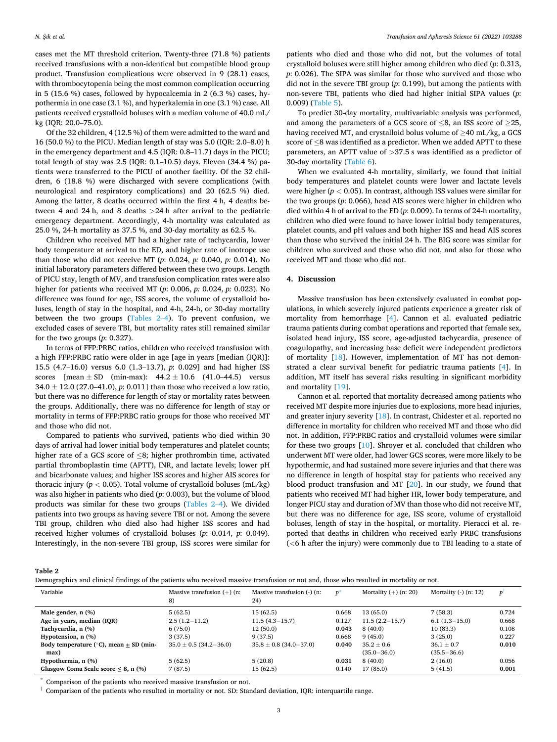cases met the MT threshold criterion. Twenty-three (71.8 %) patients received transfusions with a non-identical but compatible blood group product. Transfusion complications were observed in 9 (28.1) cases, with thrombocytopenia being the most common complication occurring in 5 (15.6 %) cases, followed by hypocalcemia in 2 (6.3 %) cases, hypothermia in one case (3.1 %), and hyperkalemia in one (3.1 %) case. All patients received crystalloid boluses with a median volume of 40.0 mL/kg (IQR: 20.0–75.0).

Of the 32 children, 4 (12.5 %) of them were admitted to the ward and 16 (50.0 %) to the PICU. Median length of stay was 5.0 (IQR: 2.0–8.0) h in the emergency department and 4.5 (IQR: 0.8–11.7) days in the PICU; total length of stay was 2.5 (IQR: 0.1–10.5) days. Eleven (34.4 %) patients were transferred to the PICU of another facility. Of the 32 children, 6 (18.8 %) were discharged with severe complications (with neurological and respiratory complications) and 20 (62.5 %) died. Among the latter, 8 deaths occurred within the first 4 h, 4 deaths between 4 and 24 h, and 8 deaths >24 h after arrival to the pediatric emergency department. Accordingly, 4-h mortality was calculated as 25.0 %, 24-h mortality as 37.5 %, and 30-day mortality as 62.5 %.

Children who received MT had a higher rate of tachycardia, lower body temperature at arrival to the ED, and higher rate of inotrope use than those who did not receive MT (*p*: 0.024, *p:* 0.040, *p:* 0.014). No initial laboratory parameters differed between these two groups. Length of PICU stay, length of MV, and transfusion complication rates were also higher for patients who received MT (*p*: 0.006, *p:* 0.024, *p:* 0.023). No difference was found for age, ISS scores, the volume of crystalloid boluses, length of stay in the hospital, and 4-h, 24-h, or 30-day mortality between the two groups (Tables 2–4). To prevent confusion, we excluded cases of severe TBI, but mortality rates still remained similar for the two groups (*p*: 0.327).

In terms of FFP:PRBC ratios, children who received transfusion with a high FFP:PRBC ratio were older in age [age in years [median (IQR)]: 15.5 (4.7–16.0) versus 6.0 (1.3–13.7), *p*: 0.029] and had higher ISS scores [mean ± SD (min-max): 44.2 ± 10.6 (41.0–44.5) versus 34.0 ± 12.0 (27.0–41.0), *p*: 0.011] than those who received a low ratio, but there was no difference for length of stay or mortality rates between the groups. Additionally, there was no difference for length of stay or mortality in terms of FFP:PRBC ratio groups for those who received MT and those who did not.

Compared to patients who survived, patients who died within 30 days of arrival had lower initial body temperatures and platelet counts; higher rate of a GCS score of ≤8; higher prothrombin time, activated partial thromboplastin time (APTT), INR, and lactate levels; lower pH and bicarbonate values; and higher ISS scores and higher AIS scores for thoracic injury ($p < 0.05$). Total volume of crystalloid boluses (mL/kg) was also higher in patients who died (*p*: 0.003), but the volume of blood products was similar for these two groups (Tables 2–4). We divided patients into two groups as having severe TBI or not. Among the severe TBI group, children who died also had higher ISS scores and had received higher volumes of crystalloid boluses (*p*: 0.014, *p*: 0.049). Interestingly, in the non-severe TBI group, ISS scores were similar for patients who died and those who did not, but the volumes of total crystalloid boluses were still higher among children who died (*p*: 0.313, *p*: 0.026). The SIPA was similar for those who survived and those who did not in the severe TBI group (*p*: 0.199), but among the patients with non-severe TBI, patients who died had higher initial SIPA values (*p*: 0.009) (Table 5).

To predict 30-day mortality, multivariable analysis was performed, and among the parameters of a GCS score of ≤8, an ISS score of ≥25, having received MT, and crystalloid bolus volume of ≥40 mL/kg, a GCS score of ≤8 was identified as a predictor. When we added APTT to these parameters, an APTT value of >37.5 s was identified as a predictor of 30-day mortality (Table 6).

When we evaluated 4-h mortality, similarly, we found that initial body temperatures and platelet counts were lower and lactate levels were higher ($p < 0.05$). In contrast, although ISS values were similar for the two groups (*p*: 0.066), head AIS scores were higher in children who died within 4 h of arrival to the ED (*p*: 0.009). In terms of 24-h mortality, children who died were found to have lower initial body temperatures, platelet counts, and pH values and both higher ISS and head AIS scores than those who survived the initial 24 h. The BIG score was similar for children who survived and those who did not, and also for those who received MT and those who did not.

## 4. Discussion

Massive transfusion has been extensively evaluated in combat populations, in which severely injured patients experience a greater risk of mortality from hemorrhage [4]. Cannon et al. evaluated pediatric trauma patients during combat operations and reported that female sex, isolated head injury, ISS score, age-adjusted tachycardia, presence of coagulopathy, and increasing base deficit were independent predictors of mortality [18]. However, implementation of MT has not demonstrated a clear survival benefit for pediatric trauma patients [4]. In addition, MT itself has several risks resulting in significant morbidity and mortality [19].

Cannon et al. reported that mortality decreased among patients who received MT despite more injuries due to explosions, more head injuries, and greater injury severity [18]. In contrast, Chidester et al. reported no difference in mortality for children who received MT and those who did not. In addition, FFP:PRBC ratios and crystalloid volumes were similar for these two groups [10]. Shroyer et al. concluded that children who underwent MT were older, had lower GCS scores, were more likely to be hypothermic, and had sustained more severe injuries and that there was no difference in length of hospital stay for patients who received any blood product transfusion and MT [20]. In our study, we found that patients who received MT had higher HR, lower body temperature, and longer PICU stay and duration of MV than those who did not receive MT, but there was no difference for age, ISS score, volume of crystalloid boluses, length of stay in the hospital, or mortality. Pieracci et al. reported that deaths in children who received early PRBC transfusions (<6 h after the injury) were commonly due to TBI leading to a state of

**Table 2**
Demographics and clinical findings of the patients who received massive transfusion or not and, those who resulted in mortality or not.

| Variable | Massive transfusion (+) (n: 8) | Massive transfusion (-) (n: 24) | p* | Mortality (+) (n: 20) | Mortality (-) (n: 12) | p† |
|---|---|---|---|---|---|---|
| **Male gender, n (%)** | 5 (62.5) | 15 (62.5) | 0.668 | 13 (65.0) | 7 (58.3) | 0.724 |
| **Age in years, median (IQR)** | 2.5 (1.2–11.2) | 11.5 (4.3–15.7) | 0.127 | 11.5 (2.2–15.7) | 6.1 (1.3–15.0) | 0.668 |
| **Tachycardia, n (%)** | 6 (75.0) | 12 (50.0) | **0.043** | 8 (40.0) | 10 (83.3) | 0.108 |
| **Hypotension, n (%)** | 3 (37.5) | 9 (37.5) | 0.668 | 9 (45.0) | 3 (25.0) | 0.227 |
| **Body temperature (°C), mean ± SD (min-max)** | 35.0 ± 0.5 (34.2–36.0) | 35.8 ± 0.8 (34.0–37.0) | **0.040** | 35.2 ± 0.6 (35.0–36.0) | 36.1 ± 0.7 (35.5–36.6) | **0.010** |
| **Hypothermia, n (%)** | 5 (62.5) | 5 (20.8) | **0.031** | 8 (40.0) | 2 (16.0) | 0.056 |
| **Glasgow Coma Scale score ≤ 8, n (%)** | 7 (87.5) | 15 (62.5) | 0.140 | 17 (85.0) | 5 (41.5) | **0.001** |

\* Comparison of the patients who received massive transfusion or not.
† Comparison of the patients who resulted in mortality or not. SD: Standard deviation, IQR: interquartile range.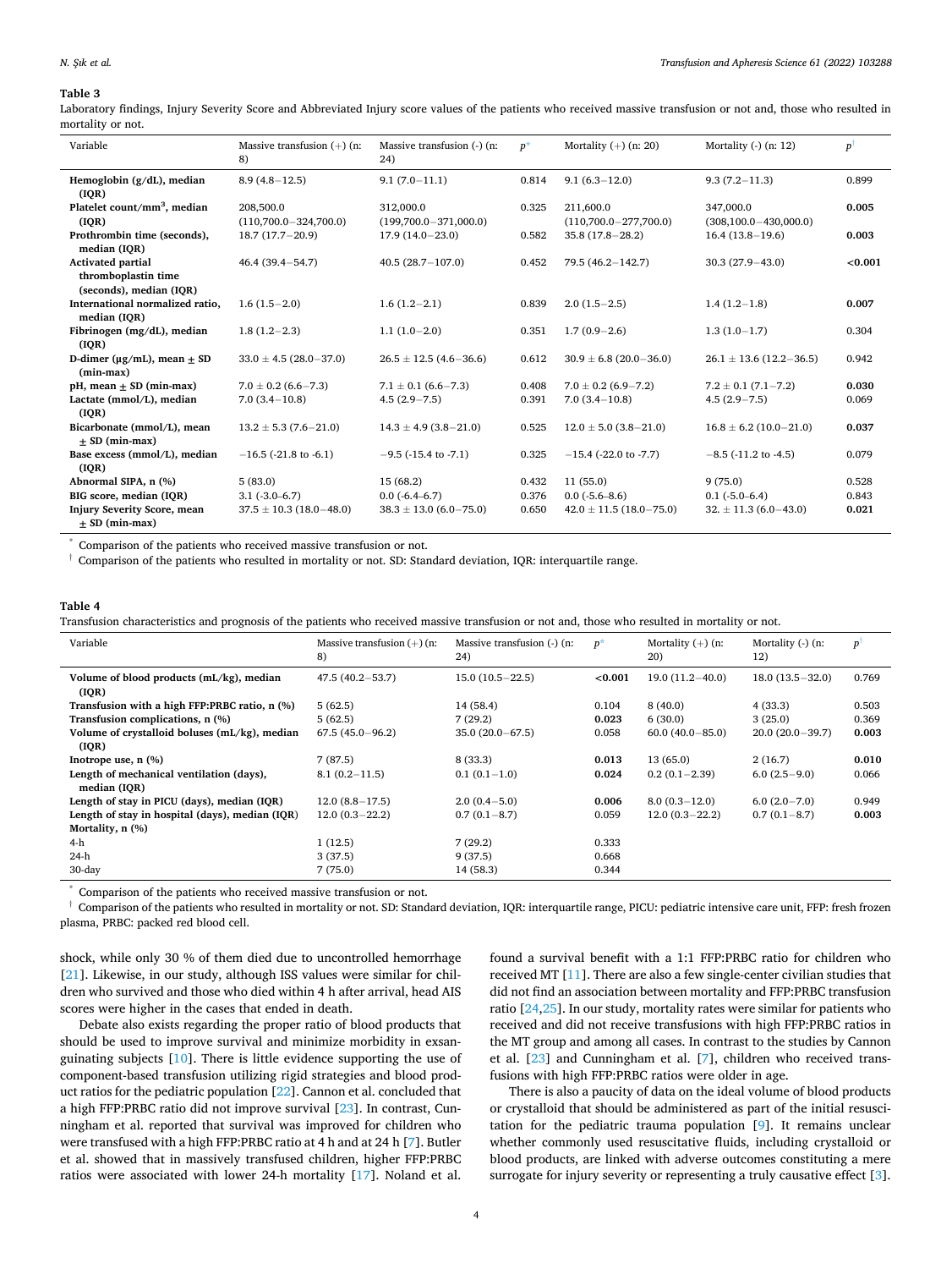**Table 3**

Laboratory findings, Injury Severity Score and Abbreviated Injury score values of the patients who received massive transfusion or not and, those who resulted in mortality or not.

| Variable | Massive transfusion (+) (n: 8) | Massive transfusion (-) (n: 24) | p* | Mortality (+) (n: 20) | Mortality (-) (n: 12) | p† |
|---|---|---|---|---|---|---|
| **Hemoglobin (g/dL), median (IQR)** | 8.9 (4.8−12.5) | 9.1 (7.0−11.1) | 0.814 | 9.1 (6.3−12.0) | 9.3 (7.2−11.3) | 0.899 |
| **Platelet count/mm$^3$, median (IQR)** | 208,500.0 (110,700.0−324,700.0) | 312,000.0 (199,700.0−371,000.0) | 0.325 | 211,600.0 (110,700.0−277,700.0) | 347,000.0 (308,100.0−430,000.0) | **0.005** |
| **Prothrombin time (seconds), median (IQR)** | 18.7 (17.7−20.9) | 17.9 (14.0−23.0) | 0.582 | 35.8 (17.8−28.2) | 16.4 (13.8−19.6) | **0.003** |
| **Activated partial thromboplastin time (seconds), median (IQR)** | 46.4 (39.4−54.7) | 40.5 (28.7−107.0) | 0.452 | 79.5 (46.2−142.7) | 30.3 (27.9−43.0) | **<0.001** |
| **International normalized ratio, median (IQR)** | 1.6 (1.5−2.0) | 1.6 (1.2−2.1) | 0.839 | 2.0 (1.5−2.5) | 1.4 (1.2−1.8) | **0.007** |
| **Fibrinogen (mg/dL), median (IQR)** | 1.8 (1.2−2.3) | 1.1 (1.0−2.0) | 0.351 | 1.7 (0.9−2.6) | 1.3 (1.0−1.7) | 0.304 |
| **D-dimer (µg/mL), mean ± SD (min-max)** | 33.0 ± 4.5 (28.0−37.0) | 26.5 ± 12.5 (4.6−36.6) | 0.612 | 30.9 ± 6.8 (20.0−36.0) | 26.1 ± 13.6 (12.2−36.5) | 0.942 |
| **pH, mean ± SD (min-max)** | 7.0 ± 0.2 (6.6−7.3) | 7.1 ± 0.1 (6.6−7.3) | 0.408 | 7.0 ± 0.2 (6.9−7.2) | 7.2 ± 0.1 (7.1−7.2) | **0.030** |
| **Lactate (mmol/L), median (IQR)** | 7.0 (3.4−10.8) | 4.5 (2.9−7.5) | 0.391 | 7.0 (3.4−10.8) | 4.5 (2.9−7.5) | 0.069 |
| **Bicarbonate (mmol/L), mean ± SD (min-max)** | 13.2 ± 5.3 (7.6−21.0) | 14.3 ± 4.9 (3.8−21.0) | 0.525 | 12.0 ± 5.0 (3.8−21.0) | 16.8 ± 6.2 (10.0−21.0) | **0.037** |
| **Base excess (mmol/L), median (IQR)** | −16.5 (-21.8 to -6.1) | −9.5 (-15.4 to -7.1) | 0.325 | −15.4 (-22.0 to -7.7) | −8.5 (-11.2 to -4.5) | 0.079 |
| **Abnormal SIPA, n (%)** | 5 (83.0) | 15 (68.2) | 0.432 | 11 (55.0) | 9 (75.0) | 0.528 |
| **BIG score, median (IQR)** | 3.1 (-3.0–6.7) | 0.0 (-6.4–6.7) | 0.376 | 0.0 (-5.6–8.6) | 0.1 (-5.0–6.4) | 0.843 |
| **Injury Severity Score, mean ± SD (min-max)** | 37.5 ± 10.3 (18.0−48.0) | 38.3 ± 13.0 (6.0−75.0) | 0.650 | 42.0 ± 11.5 (18.0−75.0) | 32. ± 11.3 (6.0−43.0) | **0.021** |

\* Comparison of the patients who received massive transfusion or not.

† Comparison of the patients who resulted in mortality or not. SD: Standard deviation, IQR: interquartile range.

**Table 4**

Transfusion characteristics and prognosis of the patients who received massive transfusion or not and, those who resulted in mortality or not.

| Variable | Massive transfusion (+) (n: 8) | Massive transfusion (-) (n: 24) | p* | Mortality (+) (n: 20) | Mortality (-) (n: 12) | p† |
|---|---|---|---|---|---|---|
| **Volume of blood products (mL/kg), median (IQR)** | 47.5 (40.2−53.7) | 15.0 (10.5−22.5) | **<0.001** | 19.0 (11.2−40.0) | 18.0 (13.5−32.0) | 0.769 |
| **Transfusion with a high FFP:PRBC ratio, n (%)** | 5 (62.5) | 14 (58.4) | 0.104 | 8 (40.0) | 4 (33.3) | 0.503 |
| **Transfusion complications, n (%)** | 5 (62.5) | 7 (29.2) | **0.023** | 6 (30.0) | 3 (25.0) | 0.369 |
| **Volume of crystalloid boluses (mL/kg), median (IQR)** | 67.5 (45.0−96.2) | 35.0 (20.0−67.5) | 0.058 | 60.0 (40.0−85.0) | 20.0 (20.0−39.7) | **0.003** |
| **Inotrope use, n (%)** | 7 (87.5) | 8 (33.3) | **0.013** | 13 (65.0) | 2 (16.7) | **0.010** |
| **Length of mechanical ventilation (days), median (IQR)** | 8.1 (0.2−11.5) | 0.1 (0.1−1.0) | **0.024** | 0.2 (0.1−2.39) | 6.0 (2.5−9.0) | 0.066 |
| **Length of stay in PICU (days), median (IQR)** | 12.0 (8.8−17.5) | 2.0 (0.4−5.0) | **0.006** | 8.0 (0.3−12.0) | 6.0 (2.0−7.0) | 0.949 |
| **Length of stay in hospital (days), median (IQR)** | 12.0 (0.3−22.2) | 0.7 (0.1−8.7) | 0.059 | 12.0 (0.3−22.2) | 0.7 (0.1−8.7) | **0.003** |
| **Mortality, n (%)** | | | | | | |
| 4-h | 1 (12.5) | 7 (29.2) | 0.333 | | | |
| 24-h | 3 (37.5) | 9 (37.5) | 0.668 | | | |
| 30-day | 7 (75.0) | 14 (58.3) | 0.344 | | | |

\* Comparison of the patients who received massive transfusion or not.

† Comparison of the patients who resulted in mortality or not. SD: Standard deviation, IQR: interquartile range, PICU: pediatric intensive care unit, FFP: fresh frozen plasma, PRBC: packed red blood cell.

shock, while only 30 % of them died due to uncontrolled hemorrhage [21]. Likewise, in our study, although ISS values were similar for children who survived and those who died within 4 h after arrival, head AIS scores were higher in the cases that ended in death.

Debate also exists regarding the proper ratio of blood products that should be used to improve survival and minimize morbidity in exsanguinating subjects [10]. There is little evidence supporting the use of component-based transfusion utilizing rigid strategies and blood product ratios for the pediatric population [22]. Cannon et al. concluded that a high FFP:PRBC ratio did not improve survival [23]. In contrast, Cunningham et al. reported that survival was improved for children who were transfused with a high FFP:PRBC ratio at 4 h and at 24 h [7]. Butler et al. showed that in massively transfused children, higher FFP:PRBC ratios were associated with lower 24-h mortality [17]. Noland et al. found a survival benefit with a 1:1 FFP:PRBC ratio for children who received MT [11]. There are also a few single-center civilian studies that did not find an association between mortality and FFP:PRBC transfusion ratio [24,25]. In our study, mortality rates were similar for patients who received and did not receive transfusions with high FFP:PRBC ratios in the MT group and among all cases. In contrast to the studies by Cannon et al. [23] and Cunningham et al. [7], children who received transfusions with high FFP:PRBC ratios were older in age.

There is also a paucity of data on the ideal volume of blood products or crystalloid that should be administered as part of the initial resuscitation for the pediatric trauma population [9]. It remains unclear whether commonly used resuscitative fluids, including crystalloid or blood products, are linked with adverse outcomes constituting a mere surrogate for injury severity or representing a truly causative effect [3].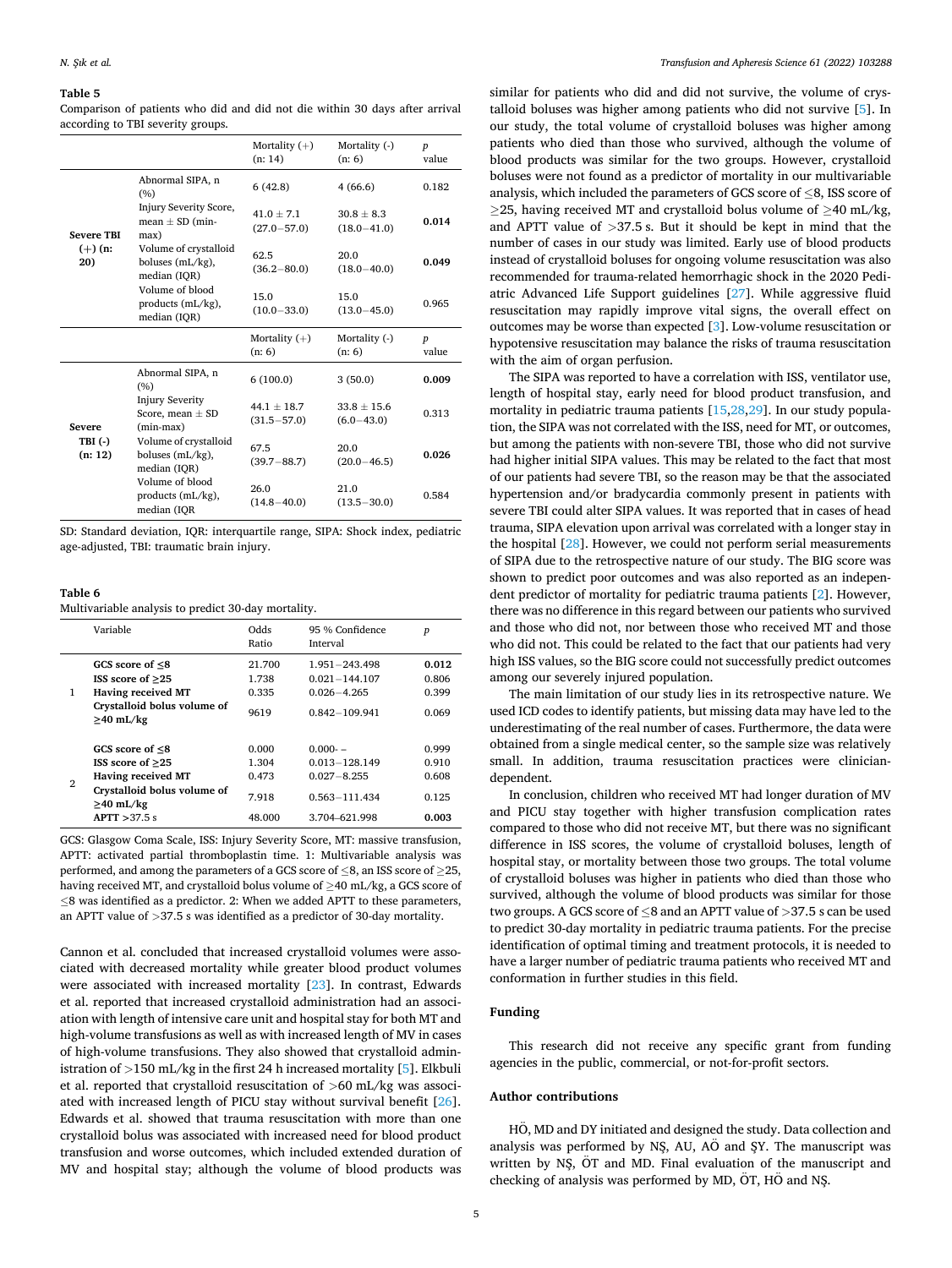**Table 5**
Comparison of patients who did and did not die within 30 days after arrival according to TBI severity groups.

| | | Mortality (+) (n: 14) | Mortality (-) (n: 6) | p value |
|---|---|---|---|---|
| **Severe TBI (+) (n: 20)** | Abnormal SIPA, n (%) | 6 (42.8) | 4 (66.6) | 0.182 |
| | Injury Severity Score, mean ± SD (min-max) | 41.0 ± 7.1 (27.0−57.0) | 30.8 ± 8.3 (18.0−41.0) | **0.014** |
| | Volume of crystalloid boluses (mL/kg), median (IQR) | 62.5 (36.2−80.0) | 20.0 (18.0−40.0) | **0.049** |
| | Volume of blood products (mL/kg), median (IQR) | 15.0 (10.0−33.0) | 15.0 (13.0−45.0) | 0.965 |
| | | Mortality (+) (n: 6) | Mortality (-) (n: 6) | p value |
| **Severe TBI (-) (n: 12)** | Abnormal SIPA, n (%) | 6 (100.0) | 3 (50.0) | **0.009** |
| | Injury Severity Score, mean ± SD (min-max) | 44.1 ± 18.7 (31.5−57.0) | 33.8 ± 15.6 (6.0−43.0) | 0.313 |
| | Volume of crystalloid boluses (mL/kg), median (IQR) | 67.5 (39.7−88.7) | 20.0 (20.0−46.5) | **0.026** |
| | Volume of blood products (mL/kg), median (IQR | 26.0 (14.8−40.0) | 21.0 (13.5−30.0) | 0.584 |

SD: Standard deviation, IQR: interquartile range, SIPA: Shock index, pediatric age-adjusted, TBI: traumatic brain injury.

**Table 6**
Multivariable analysis to predict 30-day mortality.

| | Variable | Odds Ratio | 95 % Confidence Interval | p |
|---|---|---|---|---|
| 1 | **GCS score of ≤8** | 21.700 | 1.951−243.498 | **0.012** |
| | **ISS score of ≥25** | 1.738 | 0.021−144.107 | 0.806 |
| | **Having received MT** | 0.335 | 0.026−4.265 | 0.399 |
| | **Crystalloid bolus volume of ≥40 mL/kg** | 9619 | 0.842−109.941 | 0.069 |
| 2 | **GCS score of ≤8** | 0.000 | 0.000- – | 0.999 |
| | **ISS score of ≥25** | 1.304 | 0.013−128.149 | 0.910 |
| | **Having received MT** | 0.473 | 0.027−8.255 | 0.608 |
| | **Crystalloid bolus volume of ≥40 mL/kg** | 7.918 | 0.563−111.434 | 0.125 |
| | **APTT >37.5 s** | 48.000 | 3.704–621.998 | **0.003** |

GCS: Glasgow Coma Scale, ISS: Injury Severity Score, MT: massive transfusion, APTT: activated partial thromboplastin time. 1: Multivariable analysis was performed, and among the parameters of a GCS score of ≤8, an ISS score of ≥25, having received MT, and crystalloid bolus volume of ≥40 mL/kg, a GCS score of ≤8 was identified as a predictor. 2: When we added APTT to these parameters, an APTT value of >37.5 s was identified as a predictor of 30-day mortality.

Cannon et al. concluded that increased crystalloid volumes were associated with decreased mortality while greater blood product volumes were associated with increased mortality [23]. In contrast, Edwards et al. reported that increased crystalloid administration had an association with length of intensive care unit and hospital stay for both MT and high-volume transfusions as well as with increased length of MV in cases of high-volume transfusions. They also showed that crystalloid administration of >150 mL/kg in the first 24 h increased mortality [5]. Elkbuli et al. reported that crystalloid resuscitation of >60 mL/kg was associated with increased length of PICU stay without survival benefit [26]. Edwards et al. showed that trauma resuscitation with more than one crystalloid bolus was associated with increased need for blood product transfusion and worse outcomes, which included extended duration of MV and hospital stay; although the volume of blood products was similar for patients who did and did not survive, the volume of crystalloid boluses was higher among patients who did not survive [5]. In our study, the total volume of crystalloid boluses was higher among patients who died than those who survived, although the volume of blood products was similar for the two groups. However, crystalloid boluses were not found as a predictor of mortality in our multivariable analysis, which included the parameters of GCS score of ≤8, ISS score of ≥25, having received MT and crystalloid bolus volume of ≥40 mL/kg, and APTT value of >37.5 s. But it should be kept in mind that the number of cases in our study was limited. Early use of blood products instead of crystalloid boluses for ongoing volume resuscitation was also recommended for trauma-related hemorrhagic shock in the 2020 Pediatric Advanced Life Support guidelines [27]. While aggressive fluid resuscitation may rapidly improve vital signs, the overall effect on outcomes may be worse than expected [3]. Low-volume resuscitation or hypotensive resuscitation may balance the risks of trauma resuscitation with the aim of organ perfusion.

The SIPA was reported to have a correlation with ISS, ventilator use, length of hospital stay, early need for blood product transfusion, and mortality in pediatric trauma patients [15,28,29]. In our study population, the SIPA was not correlated with the ISS, need for MT, or outcomes, but among the patients with non-severe TBI, those who did not survive had higher initial SIPA values. This may be related to the fact that most of our patients had severe TBI, so the reason may be that the associated hypertension and/or bradycardia commonly present in patients with severe TBI could alter SIPA values. It was reported that in cases of head trauma, SIPA elevation upon arrival was correlated with a longer stay in the hospital [28]. However, we could not perform serial measurements of SIPA due to the retrospective nature of our study. The BIG score was shown to predict poor outcomes and was also reported as an independent predictor of mortality for pediatric trauma patients [2]. However, there was no difference in this regard between our patients who survived and those who did not, nor between those who received MT and those who did not. This could be related to the fact that our patients had very high ISS values, so the BIG score could not successfully predict outcomes among our severely injured population.

The main limitation of our study lies in its retrospective nature. We used ICD codes to identify patients, but missing data may have led to the underestimating of the real number of cases. Furthermore, the data were obtained from a single medical center, so the sample size was relatively small. In addition, trauma resuscitation practices were clinician-dependent.

In conclusion, children who received MT had longer duration of MV and PICU stay together with higher transfusion complication rates compared to those who did not receive MT, but there was no significant difference in ISS scores, the volume of crystalloid boluses, length of hospital stay, or mortality between those two groups. The total volume of crystalloid boluses was higher in patients who died than those who survived, although the volume of blood products was similar for those two groups. A GCS score of ≤8 and an APTT value of >37.5 s can be used to predict 30-day mortality in pediatric trauma patients. For the precise identification of optimal timing and treatment protocols, it is needed to have a larger number of pediatric trauma patients who received MT and conformation in further studies in this field.

## Funding

This research did not receive any specific grant from funding agencies in the public, commercial, or not-for-profit sectors.

## Author contributions

HÖ, MD and DY initiated and designed the study. Data collection and analysis was performed by NŞ, AU, AÖ and ŞY. The manuscript was written by NŞ, ÖT and MD. Final evaluation of the manuscript and checking of analysis was performed by MD, ÖT, HÖ and NŞ.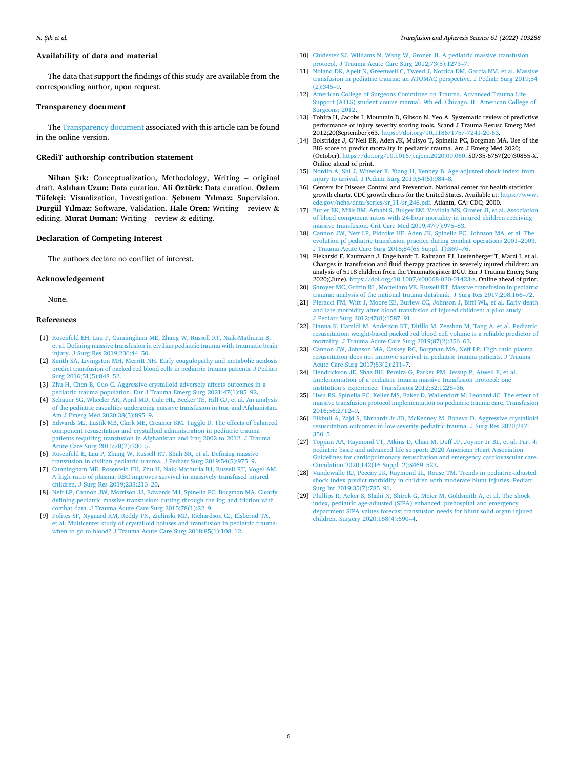## Availability of data and material

The data that support the findings of this study are available from the corresponding author, upon request.

## Transparency document

The Transparency document associated with this article can be found in the online version.

## CRediT authorship contribution statement

**Nihan Şık:** Conceptualization, Methodology, Writing – original draft. **Aslıhan Uzun:** Data curation. **Ali Öztürk:** Data curation. **Özlem Tüfekçi:** Visualization, Investigation. **Şebnem Yılmaz:** Supervision. **Durgül Yılmaz:** Software, Validation. **Hale Ören:** Writing – review & editing. **Murat Duman:** Writing – review & editing.

## Declaration of Competing Interest

The authors declare no conflict of interest.

## Acknowledgement

None.

## References

[1] Rosenfeld EH, Lau P, Cunningham ME, Zhang W, Russell RT, Naik-Mathuria B, et al. Defining massive transfusion in civilian pediatric trauma with traumatic brain injury. J Surg Res 2019;236:44–50.

[2] Smith SA, Livingston MH, Merritt NH. Early coagulopathy and metabolic acidosis predict transfusion of packed red blood cells in pediatric trauma patients. J Pediatr Surg 2016;51(5):848–52.

[3] Zhu H, Chen B, Guo C. Aggressive crystalloid adversely affects outcomes in a pediatric trauma population. Eur J Trauma Emerg Surg 2021;47(1):85–92.

[4] Schauer SG, Wheeler AR, April MD, Gale HL, Becker TE, Hill GJ, et al. An analysis of the pediatric casualties undergoing massive transfusion in Iraq and Afghanistan. Am J Emerg Med 2020;38(5):895–9.

[5] Edwards MJ, Lustik MB, Clark ME, Creamer KM, Tuggle D. The effects of balanced component resuscitation and crystalloid administration in pediatric trauma patients requiring transfusion in Afghanistan and Iraq 2002 to 2012. J Trauma Acute Care Surg 2015;78(2):330–5.

[6] Rosenfeld E, Lau P, Zhang W, Russell RT, Shah SR, et al. Defining massive transfusion in civilian pediatric trauma. J Pediatr Surg 2019;54(5):975–9.

[7] Cunningham ME, Rosenfeld EH, Zhu H, Naik-Mathuria BJ, Russell RT, Vogel AM. A high ratio of plasma: RBC improves survival in massively transfused injured children. J Surg Res 2019;233:213–20.

[8] Neff LP, Cannon JW, Morrison JJ, Edwards MJ, Spinella PC, Borgman MA. Clearly defining pediatric massive transfusion: cutting through the fog and friction with combat data. J Trauma Acute Care Surg 2015;78(1):22–9.

[9] Polites SF, Nygaard RM, Reddy PN, Zielinski MD, Richardson CJ, Elsbernd TA, et al. Multicenter study of crystalloid boluses and transfusion in pediatric trauma-when to go to blood? J Trauma Acute Care Surg 2018;85(1):108–12.

[10] Chidester SJ, Williams N, Wang W, Groner JI. A pediatric massive transfusion protocol. J Trauma Acute Care Surg 2012;73(5):1273–7.

[11] Noland DK, Apelt N, Greenwell C, Tweed J, Notrica DM, Garcia NM, et al. Massive transfusion in pediatric trauma: an ATOMAC perspective. J Pediatr Surg 2019;54(2):345–9.

[12] American College of Surgeons Committee on Trauma. Advanced Trauma Life Support (ATLS) student course manual. 9th ed. Chicago, IL: American College of Surgeons; 2012.

[13] Tohira H, Jacobs I, Mountain D, Gibson N, Yeo A. Systematic review of predictive performance of injury severity scoring tools. Scand J Trauma Resusc Emerg Med 2012;20(September):63. https://doi.org/10.1186/1757-7241-20-63.

[14] Bolstridge J, O'Neil ER, Aden JK, Muisyo T, Spinella PC, Borgman MA. Use of the BIG score to predict mortality in pediatric trauma. Am J Emerg Med 2020;(October). https://doi.org/10.1016/j.ajem.2020.09.060. S0735-6757(20)30855-X. Online ahead of print.

[15] Nordin A, Shi J, Wheeler K, Xiang H, Kenney B. Age-adjusted shock index: from injury to arrival. J Pediatr Surg 2019;54(5):984–8.

[16] Centers for Disease Control and Prevention. National center for health statistics growth charts. CDC growth charts for the United States. Available at: https://www.cdc.gov/nchs/data/series/sr_11/sr_246.pdf. Atlanta, GA: CDC; 2000.

[17] Butler EK, Mills BM, Arbabi S, Bulger EM, Vavilala MS, Groner JI, et al. Association of blood component ratios with 24-hour mortality in injured children receiving massive transfusion. Crit Care Med 2019;47(7):975–83.

[18] Cannon JW, Neff LP, Pidcoke HF, Aden JK, Spinella PC, Johnson MA, et al. The evolution pf pediatric transfusion practice during combat operations 2001–2003. J Trauma Acute Care Surg 2018;84(6S Suppl. 1):S69–76.

[19] Piekarski F, Kaufmann J, Engelhardt T, Raimann FJ, Lustenberger T, Marzi I, et al. Changes in transfusion and fluid therapy practices in severely injured children: an analysis of 5118 children from the TraumaRegister DGU. Eur J Trauma Emerg Surg 2020;(June). https://doi.org/10.1007/s00068-020-01423-z. Online ahead of print.

[20] Shroyer MC, Griffin RL, Mortellaro VE, Russell RT. Massive transfusion in pediatric trauma: analysis of the national trauma databank. J Surg Res 2017;208:166–72.

[21] Pieracci FM, Witt J, Moore EE, Burlew CC, Johnson J, Biffl WL, et al. Early death and late morbidity after blood transfusion of injured children: a pilot study. J Pediatr Surg 2012;47(8):1587–91.

[22] Hanna K, Hamidi M, Anderson KT, Ditillo M, Zeeshan M, Tang A, et al. Pediatric resuscitation: weight-based packed red blood cell volume is a reliable predictor of mortality. J Trauma Acute Care Surg 2019;87(2):356–63.

[23] Cannon JW, Johnson MA, Caskey RC, Borgman MA, Neff LP. High ratio plasma resuscitation does not improve survival in pediatric trauma patients. J Trauma Acute Care Surg 2017;83(2):211–7.

[24] Hendrickson JE, Shaz BH, Pereira G, Parker PM, Jessup P, Atwell F, et al. Implementation of a pediatric trauma massive transfusion protocol: one institution's experience. Transfusion 2012;52:1228–36.

[25] Hwu RS, Spinella PC, Keller MS, Baker D, Wallendorf M, Leonard JC. The effect of massive transfusion protocol implementation on pediatric trauma care. Transfusion 2016;56:2712–9.

[26] Elkbuli A, Zajd S, Ehrhardt Jr JD, McKenney M, Boneva D. Aggressive crystalloid resuscitation outcomes in low-severity pediatric trauma. J Surg Res 2020;247:350–5.

[27] Topjian AA, Raymond TT, Atkins D, Chan M, Duff JP, Joyner Jr BL, et al. Part 4: pediatric basic and advanced life support: 2020 American Heart Association Guidelines for cardiopulmonary resuscitation and emergency cardiovascular care. Circulation 2020;142(16 Suppl. 2):S469–523.

[28] Vandewalle RJ, Peceny JK, Raymond JL, Rouse TM. Trends in pediatric-adjusted shock index predict morbidity in children with moderate blunt injuries. Pediatr Surg Int 2019;35(7):785–91.

[29] Phillips R, Acker S, Shahi N, Shirek G, Meier M, Goldsmith A, et al. The shock index, pediatric age-adjusted (SIPA) enhanced: prehospital and emergency department SIPA values forecast transfusion needs for blunt solid organ injured children. Surgery 2020;168(4):690–4.